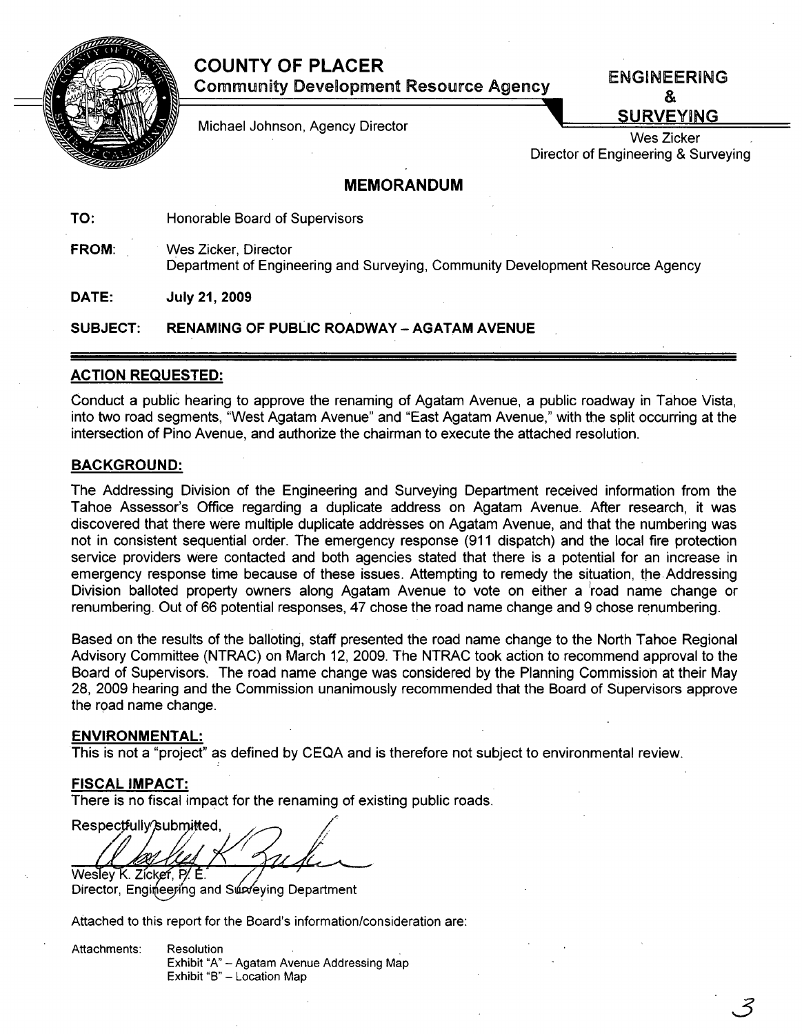# COUNTY OF PLACER

**Community Development Resource Agency**

Michael Johnson, Agency Director

**ENGINEERING & SURVEYING**

Wes Zicker
Director of Engineering & Surveying

## MEMORANDUM

**TO:** Honorable Board of Supervisors

**FROM:** Wes Zicker, Director
Department of Engineering and Surveying, Community Development Resource Agency

**DATE:** **July 21, 2009**

**SUBJECT:** **RENAMING OF PUBLIC ROADWAY – AGATAM AVENUE**

### ACTION REQUESTED:

Conduct a public hearing to approve the renaming of Agatam Avenue, a public roadway in Tahoe Vista, into two road segments, "West Agatam Avenue" and "East Agatam Avenue," with the split occurring at the intersection of Pino Avenue, and authorize the chairman to execute the attached resolution.

### BACKGROUND:

The Addressing Division of the Engineering and Surveying Department received information from the Tahoe Assessor's Office regarding a duplicate address on Agatam Avenue. After research, it was discovered that there were multiple duplicate addresses on Agatam Avenue, and that the numbering was not in consistent sequential order. The emergency response (911 dispatch) and the local fire protection service providers were contacted and both agencies stated that there is a potential for an increase in emergency response time because of these issues. Attempting to remedy the situation, the Addressing Division balloted property owners along Agatam Avenue to vote on either a road name change or renumbering. Out of 66 potential responses, 47 chose the road name change and 9 chose renumbering.

Based on the results of the balloting, staff presented the road name change to the North Tahoe Regional Advisory Committee (NTRAC) on March 12, 2009. The NTRAC took action to recommend approval to the Board of Supervisors. The road name change was considered by the Planning Commission at their May 28, 2009 hearing and the Commission unanimously recommended that the Board of Supervisors approve the road name change.

### ENVIRONMENTAL:

This is not a "project" as defined by CEQA and is therefore not subject to environmental review.

### FISCAL IMPACT:

There is no fiscal impact for the renaming of existing public roads.

Respectfully submitted,

Wesley K. Zicker, P. E.
Director, Engineering and Surveying Department

Attached to this report for the Board's information/consideration are:

Attachments: Resolution
Exhibit "A" – Agatam Avenue Addressing Map
Exhibit "B" – Location Map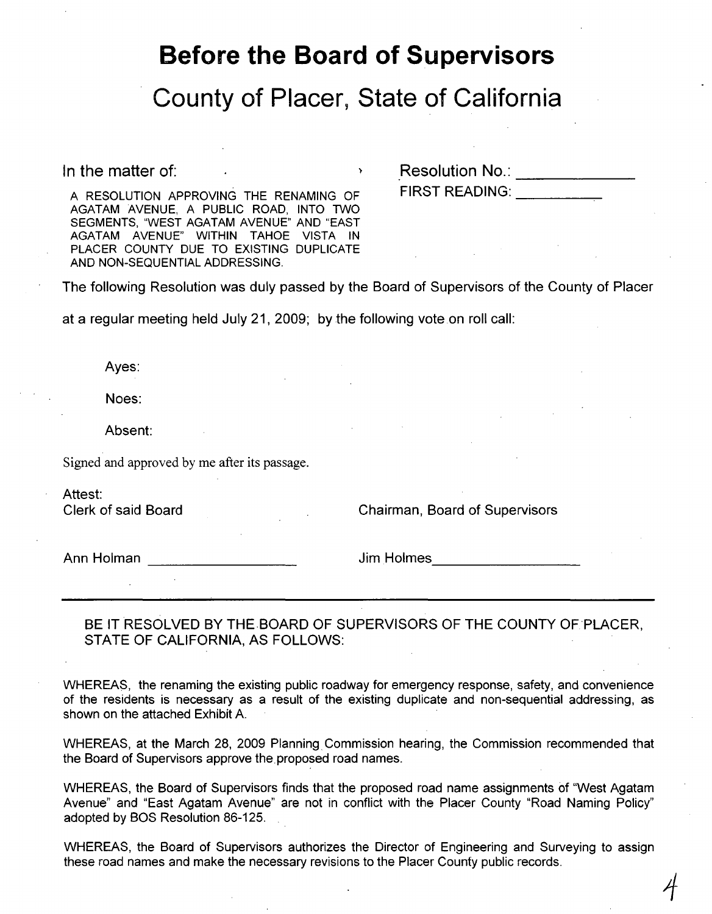# Before the Board of Supervisors

## County of Placer, State of California

In the matter of:

A RESOLUTION APPROVING THE RENAMING OF AGATAM AVENUE, A PUBLIC ROAD, INTO TWO SEGMENTS, "WEST AGATAM AVENUE" AND "EAST AGATAM AVENUE" WITHIN TAHOE VISTA IN PLACER COUNTY DUE TO EXISTING DUPLICATE AND NON-SEQUENTIAL ADDRESSING.

Resolution No.: \_\_\_\_\_\_\_\_\_\_\_\_

FIRST READING: \_\_\_\_\_\_\_\_\_\_

The following Resolution was duly passed by the Board of Supervisors of the County of Placer at a regular meeting held July 21, 2009; by the following vote on roll call:

Ayes:

Noes:

Absent:

Signed and approved by me after its passage.

Attest:
Clerk of said Board

Chairman, Board of Supervisors

Ann Holman \_\_\_\_\_\_\_\_\_\_\_\_\_\_\_\_\_\_

Jim Holmes\_\_\_\_\_\_\_\_\_\_\_\_\_\_\_\_\_\_

---

BE IT RESOLVED BY THE BOARD OF SUPERVISORS OF THE COUNTY OF PLACER, STATE OF CALIFORNIA, AS FOLLOWS:

WHEREAS, the renaming the existing public roadway for emergency response, safety, and convenience of the residents is necessary as a result of the existing duplicate and non-sequential addressing, as shown on the attached Exhibit A.

WHEREAS, at the March 28, 2009 Planning Commission hearing, the Commission recommended that the Board of Supervisors approve the proposed road names.

WHEREAS, the Board of Supervisors finds that the proposed road name assignments of "West Agatam Avenue" and "East Agatam Avenue" are not in conflict with the Placer County "Road Naming Policy" adopted by BOS Resolution 86-125.

WHEREAS, the Board of Supervisors authorizes the Director of Engineering and Surveying to assign these road names and make the necessary revisions to the Placer County public records.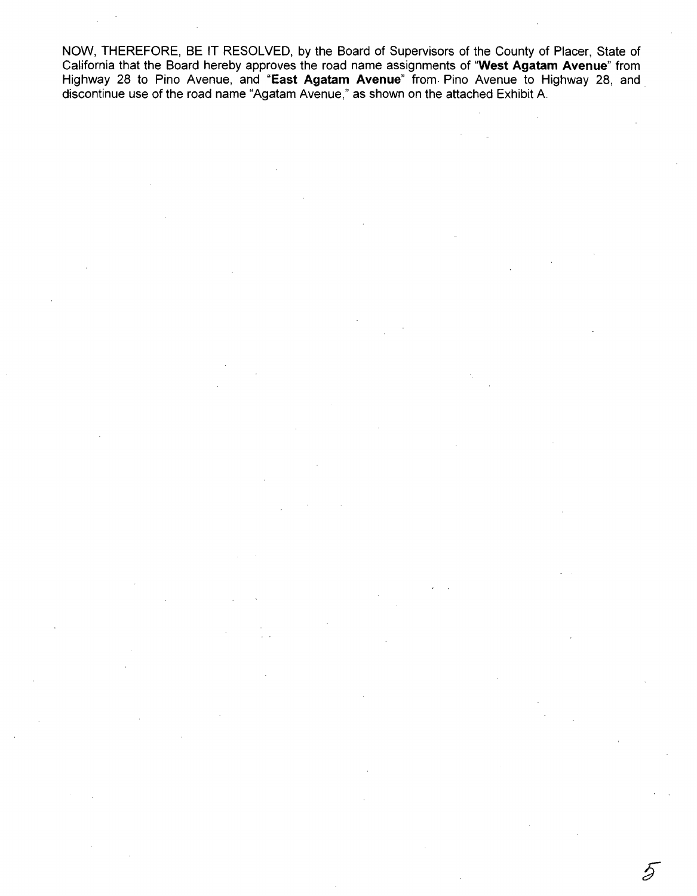NOW, THEREFORE, BE IT RESOLVED, by the Board of Supervisors of the County of Placer, State of California that the Board hereby approves the road name assignments of "**West Agatam Avenue**" from Highway 28 to Pino Avenue, and "**East Agatam Avenue**" from Pino Avenue to Highway 28, and discontinue use of the road name "Agatam Avenue," as shown on the attached Exhibit A.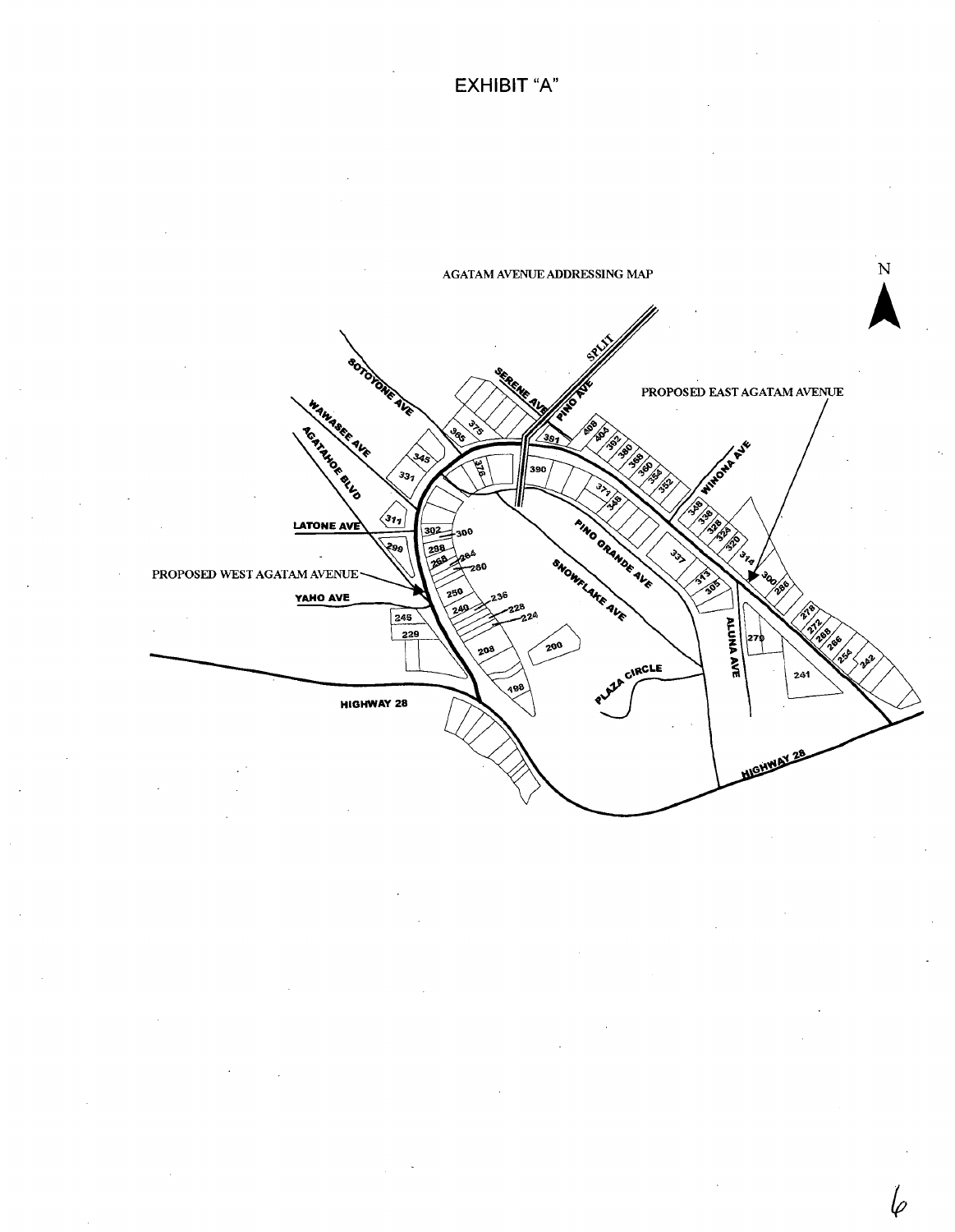# EXHIBIT "A"

AGATAM AVENUE ADDRESSING MAP

N

SOTOYONE AVE

WAWASEE AVE

AGATAHOE BLVD

LATONE AVE

PROPOSED WEST AGATAM AVENUE

YAHO AVE

HIGHWAY 28

SERENE AVE

PINO AVE

SPLIT

PROPOSED EAST AGATAM AVENUE

WINONA AVE

PINO GRANDE AVE

SNOWFLAKE AVE

PLAZA CIRCLE

ALUNA AVE

HIGHWAY 28

375 365 345 331 311 299 245 229 381 376 302 300 298 288 284 280 250 240 236 228 224 208 200 198 408 404 392 380 368 360 354 352 390 371 349 337 313 305 348 338 328 324 320 314 300 286 278 272 266 254 242 270 241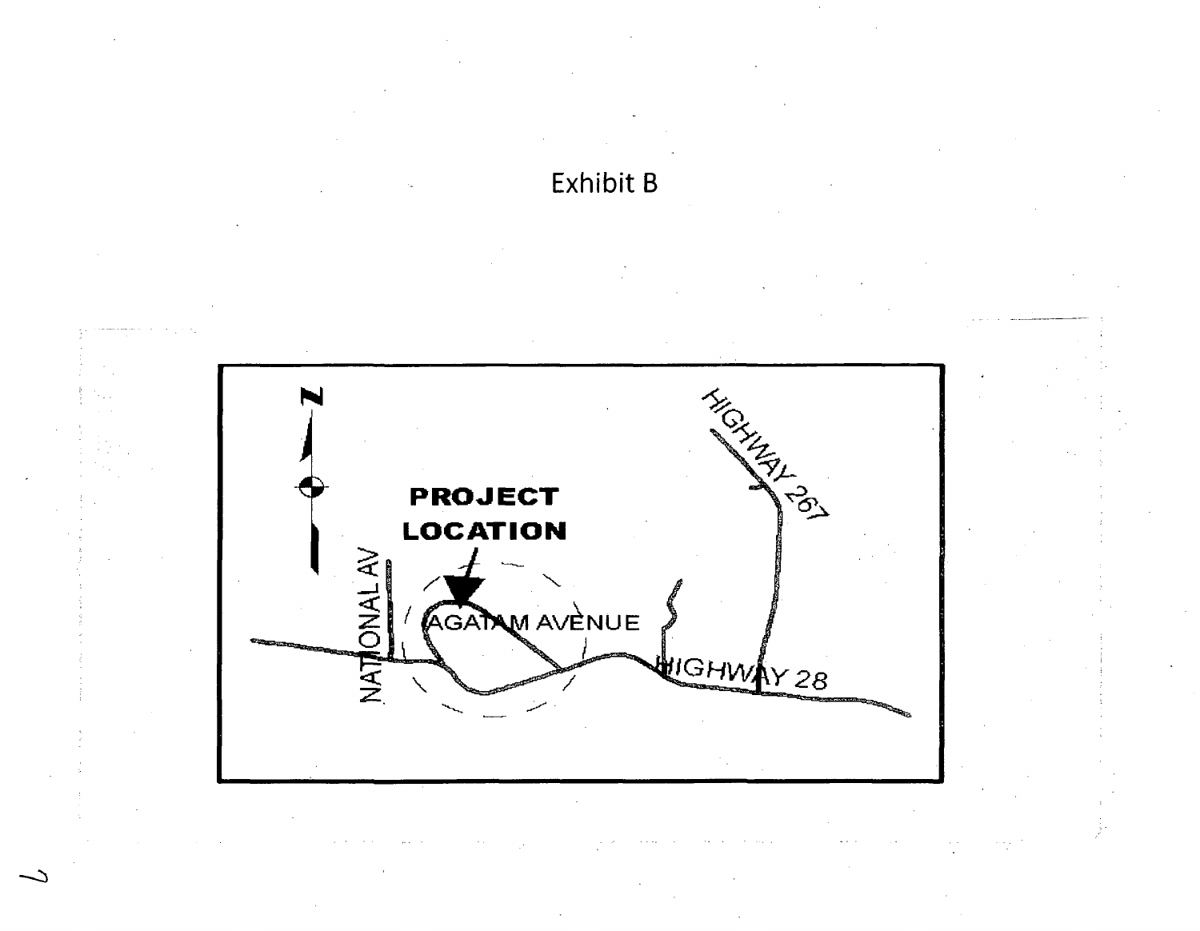Exhibit B

PROJECT
LOCATION

N

NATIONAL AV

AGATAM AVENUE

HIGHWAY 267

HIGHWAY 28